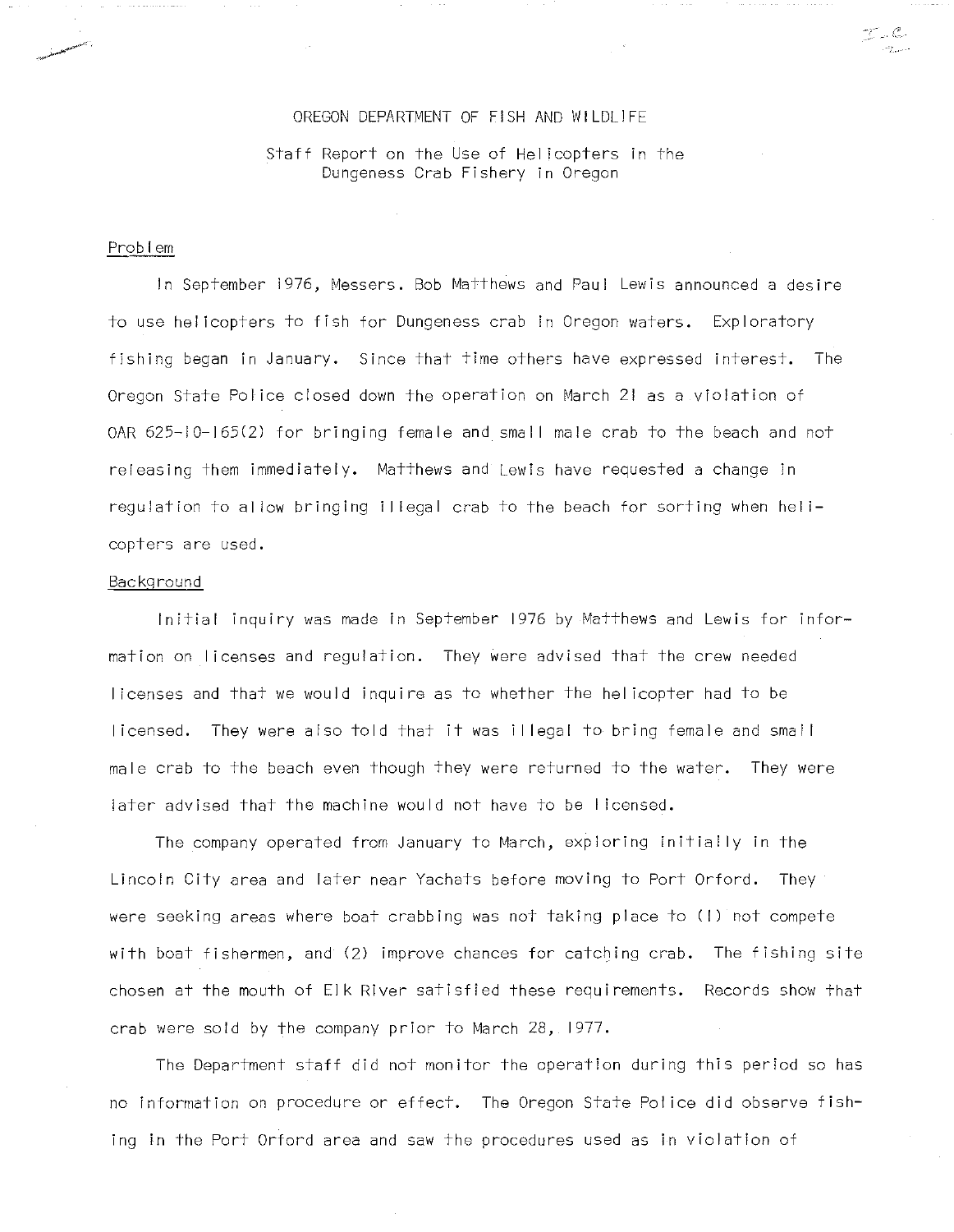# OREGON DEPARTMENT OF FISH AND WILDLIFE

## Staff Report on the Use of Helicopters in the Dungeness Crab Fishery in Oregon

### Problem

In September 1976, Messers. Bob Matthews and Paul Lewis announced a desire to use helicopters to fish for Dungeness crab in Oregon waters. Exploratory fishing began in January. Since that time others have expressed interest. The Oregon State Police closed down the operation on March 21 as a violation of OAR 625-10-165(2) for bringing female and small male crab to the beach and not releasing them immediately. Matthews and Lewis have requested a change in regulation to allow bringing illegal crab to the beach for sorting when helicopters are used.

### Background

Initial inquiry was made in September 1976 by Matthews and Lewis for information on licenses and regulation. They were advised that the crew needed licenses and that we would inquire as to whether the helicopter had to be licensed. They were also told that it was illegal to bring female and small male crab to the beach even though they were returned to the water. They were later advised that the machine would not have to be licensed.

The company operated from January to March, exploring initially in the Lincoln City area and later near Yachats before moving to Port Orford. They were seeking areas where boat crabbing was not taking place to (1) not compete with boat fishermen, and (2) improve chances for catching crab. The fishing site chosen at the mouth of Elk River satisfied these requirements. Records show that crab were sold by the company prior to March 28, 1977.

The Department staff did not monitor the operation during this period so has no information on procedure or effect. The Oregon State Police did observe fishing in the Port Orford area and saw the procedures used as in violation of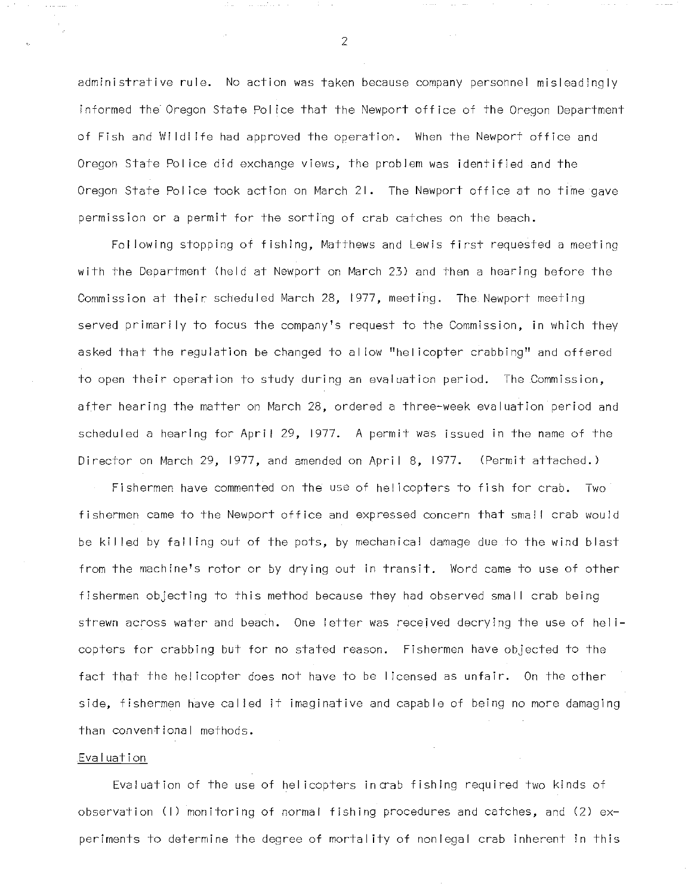administrative rule. No action was taken because company personnel misleadingly informed the Oregon State Police that the Newport office of the Oregon Department of Fish and Wildlife had approved the operation. When the Newport office and Oregon State Police did exchange views, the problem was identified and the Oregon State Police took action on March 21. The Newport office at no time gave permission or a permit for the sorting of crab catches on the beach.

Following stopping of fishing, Matthews and Lewis first requested a meeting with the Department (held at Newport on March 23) and then a hearing before the Commission at their scheduled March 28, 1977, meeting. The Newport meeting served primarily to focus the company's request to the Commission, in which they asked that the regulation be changed to allow "helicopter crabbing" and offered to open their operation to study during an evaluation period. The Commission, after hearing the matter on March 28, ordered a three-week evaluation period and scheduled a hearing for April 29, 1977. A permit was issued in the name of the Director on March 29, 1977, and amended on April 8, 1977. (Permit attached.)

Fishermen have commented on the use of helicopters to fish for crab. Two fishermen came to the Newport office and expressed concern that small crab would be killed by falling out of the pots, by mechanical damage due to the wind blast from the machine's rotor or by drying out in transit. Word came to use of other fishermen objecting to this method because they had observed small crab being strewn across water and beach. One letter was received decrying the use of helicopters for crabbing but for no stated reason. Fishermen have objected to the fact that the helicopter does not have to be licensed as unfair. On the other side, fishermen have called it imaginative and capable of being no more damaging than conventional methods.

Evaluation

Evaluation of the use of helicopters in crab fishing required two kinds of observation (1) monitoring of normal fishing procedures and catches, and (2) experiments to determine the degree of mortality of nonlegal crab inherent in this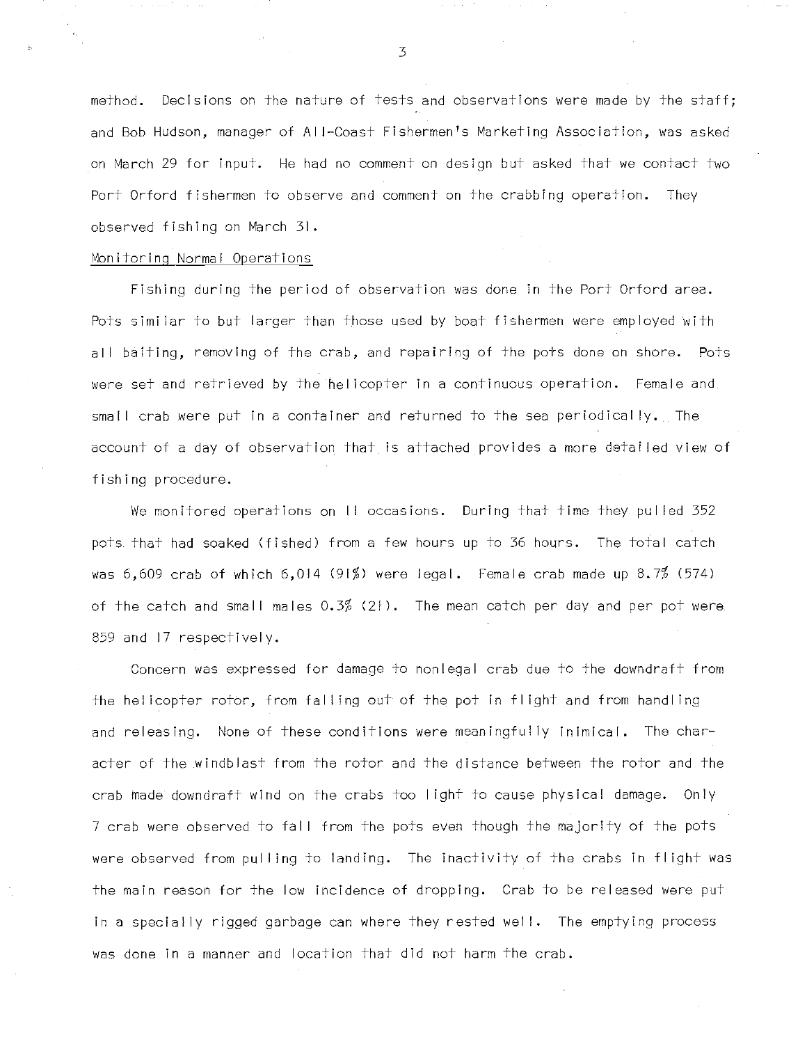method. Decisions on the nature of tests and observations were made by the staff; and Bob Hudson, manager of All-Coast Fishermen's Marketing Association, was asked on March 29 for input. He had no comment on design but asked that we contact two Port Orford fishermen to observe and comment on the crabbing operation. They observed fishing on March 31.

Monitoring Normal Operations

Fishing during the period of observation was done in the Port Orford area. Pots similar to but larger than those used by boat fishermen were employed with all baiting, removing of the crab, and repairing of the pots done on shore. Pots were set and retrieved by the helicopter in a continuous operation. Female and small crab were put in a container and returned to the sea periodically. The account of a day of observation that is attached provides a more detailed view of fishing procedure.

We monitored operations on 11 occasions. During that time they pulled 352 pots that had soaked (fished) from a few hours up to 36 hours. The total catch was 6,609 crab of which 6,014 (91%) were legal. Female crab made up 8.7% (574) of the catch and small males 0.3% (21). The mean catch per day and per pot were 859 and 17 respectively.

Concern was expressed for damage to nonlegal crab due to the downdraft from the helicopter rotor, from falling out of the pot in flight and from handling and releasing. None of these conditions were meaningfully inimical. The character of the windblast from the rotor and the distance between the rotor and the crab made downdraft wind on the crabs too light to cause physical damage. Only 7 crab were observed to fall from the pots even though the majority of the pots were observed from pulling to landing. The inactivity of the crabs in flight was the main reason for the low incidence of dropping. Crab to be released were put in a specially rigged garbage can where they rested well. The emptying process was done in a manner and location that did not harm the crab.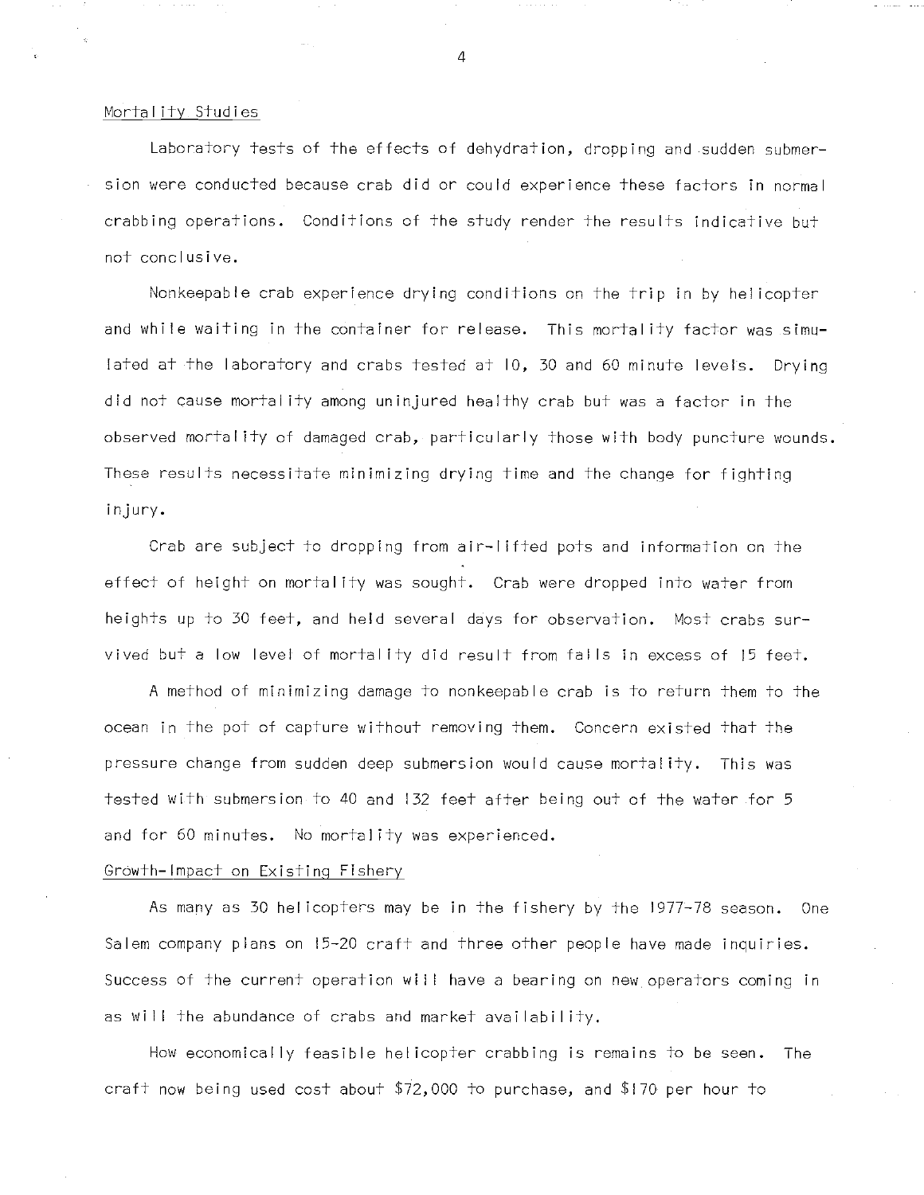## Mortality Studies

Laboratory tests of the effects of dehydration, dropping and sudden submersion were conducted because crab did or could experience these factors in normal crabbing operations. Conditions of the study render the results indicative but not conclusive.

Nonkeepable crab experience drying conditions on the trip in by helicopter and while waiting in the container for release. This mortality factor was simulated at the laboratory and crabs tested at 10, 30 and 60 minute levels. Drying did not cause mortality among uninjured healthy crab but was a factor in the observed mortality of damaged crab, particularly those with body puncture wounds. These results necessitate minimizing drying time and the change for fighting injury.

Crab are subject to dropping from air-lifted pots and information on the effect of height on mortality was sought. Crab were dropped into water from heights up to 30 feet, and held several days for observation. Most crabs survived but a low level of mortality did result from falls in excess of 15 feet.

A method of minimizing damage to nonkeepable crab is to return them to the ocean in the pot of capture without removing them. Concern existed that the pressure change from sudden deep submersion would cause mortality. This was tested with submersion to 40 and 132 feet after being out of the water for 5 and for 60 minutes. No mortality was experienced.

## Growth-Impact on Existing Fishery

As many as 30 helicopters may be in the fishery by the 1977-78 season. One Salem company plans on 15-20 craft and three other people have made inquiries. Success of the current operation will have a bearing on new operators coming in as will the abundance of crabs and market availability.

How economically feasible helicopter crabbing is remains to be seen. The craft now being used cost about $72,000 to purchase, and $170 per hour to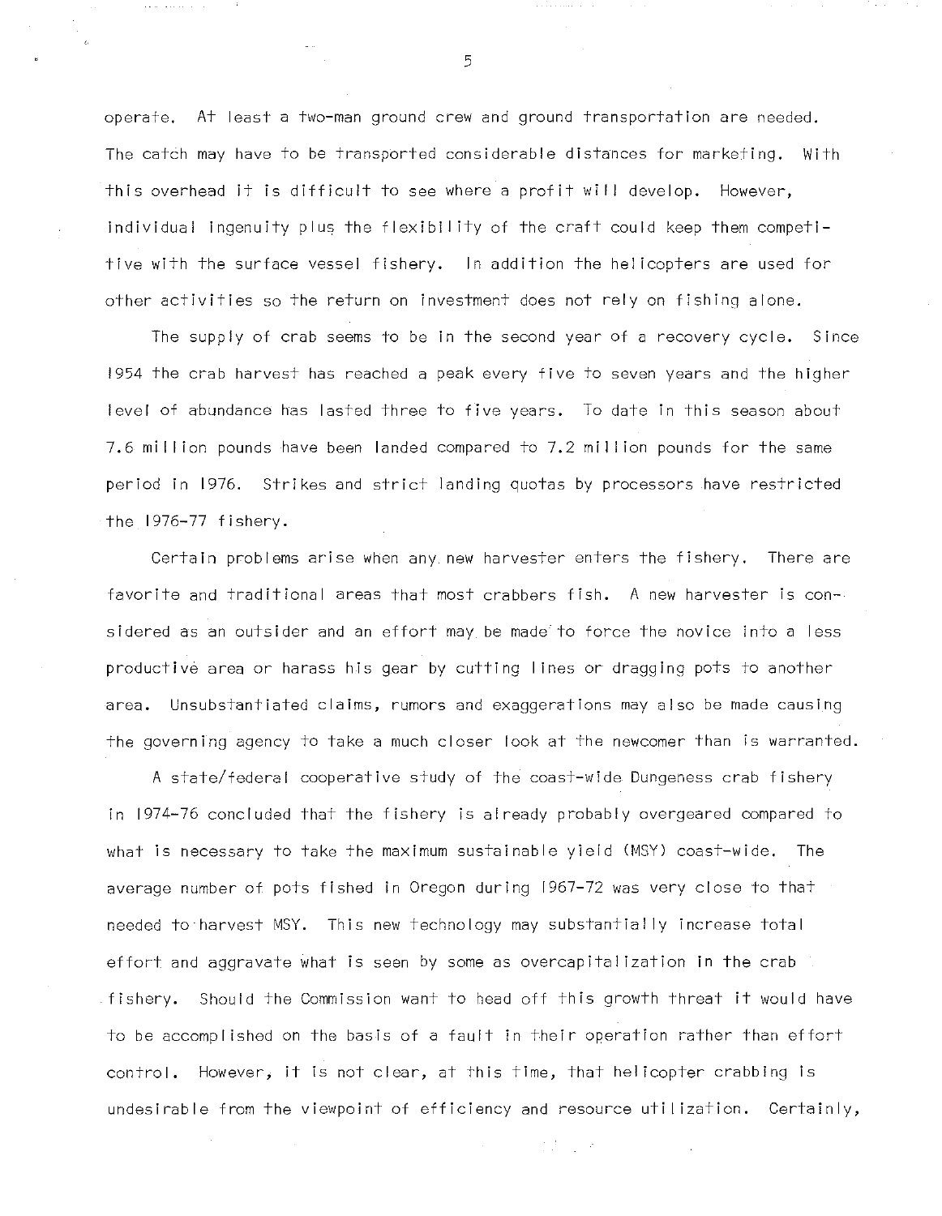operate. At least a two-man ground crew and ground transportation are needed. The catch may have to be transported considerable distances for marketing. With this overhead it is difficult to see where a profit will develop. However, individual ingenuity plus the flexibility of the craft could keep them competitive with the surface vessel fishery. In addition the helicopters are used for other activities so the return on investment does not rely on fishing alone.

The supply of crab seems to be in the second year of a recovery cycle. Since 1954 the crab harvest has reached a peak every five to seven years and the higher level of abundance has lasted three to five years. To date in this season about 7.6 million pounds have been landed compared to 7.2 million pounds for the same period in 1976. Strikes and strict landing quotas by processors have restricted the 1976-77 fishery.

Certain problems arise when any new harvester enters the fishery. There are favorite and traditional areas that most crabbers fish. A new harvester is considered as an outsider and an effort may be made to force the novice into a less productive area or harass his gear by cutting lines or dragging pots to another area. Unsubstantiated claims, rumors and exaggerations may also be made causing the governing agency to take a much closer look at the newcomer than is warranted.

A state/federal cooperative study of the coast-wide Dungeness crab fishery in 1974-76 concluded that the fishery is already probably overgeared compared to what is necessary to take the maximum sustainable yield (MSY) coast-wide. The average number of pots fished in Oregon during 1967-72 was very close to that needed to harvest MSY. This new technology may substantially increase total effort and aggravate what is seen by some as overcapitalization in the crab fishery. Should the Commission want to head off this growth threat it would have to be accomplished on the basis of a fault in their operation rather than effort control. However, it is not clear, at this time, that helicopter crabbing is undesirable from the viewpoint of efficiency and resource utilization. Certainly,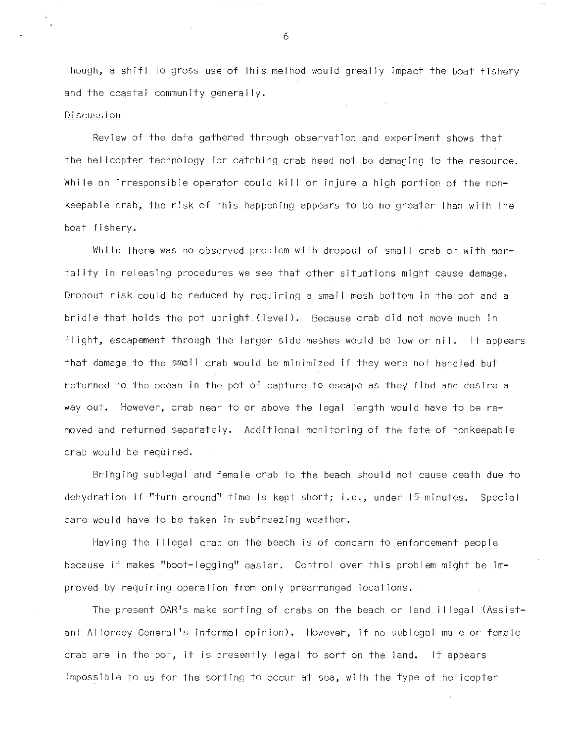though, a shift to gross use of this method would greatly impact the boat fishery and the coastal community generally.

## Discussion

Review of the data gathered through observation and experiment shows that the helicopter technology for catching crab need not be damaging to the resource. While an irresponsible operator could kill or injure a high portion of the non-keepable crab, the risk of this happening appears to be no greater than with the boat fishery.

While there was no observed problem with dropout of small crab or with mortality in releasing procedures we see that other situations might cause damage. Dropout risk could be reduced by requiring a small mesh bottom in the pot and a bridle that holds the pot upright (level). Because crab did not move much in flight, escapement through the larger side meshes would be low or nil. It appears that damage to the small crab would be minimized if they were not handled but returned to the ocean in the pot of capture to escape as they find and desire a way out. However, crab near to or above the legal length would have to be removed and returned separately. Additional monitoring of the fate of nonkeepable crab would be required.

Bringing sublegal and female crab to the beach should not cause death due to dehydration if "turn around" time is kept short; i.e., under 15 minutes. Special care would have to be taken in subfreezing weather.

Having the illegal crab on the beach is of concern to enforcement people because it makes "boot-legging" easier. Control over this problem might be improved by requiring operation from only prearranged locations.

The present OAR's make sorting of crabs on the beach or land illegal (Assistant Attorney General's informal opinion). However, if no sublegal male or female crab are in the pot, it is presently legal to sort on the land. It appears impossible to us for the sorting to occur at sea, with the type of helicopter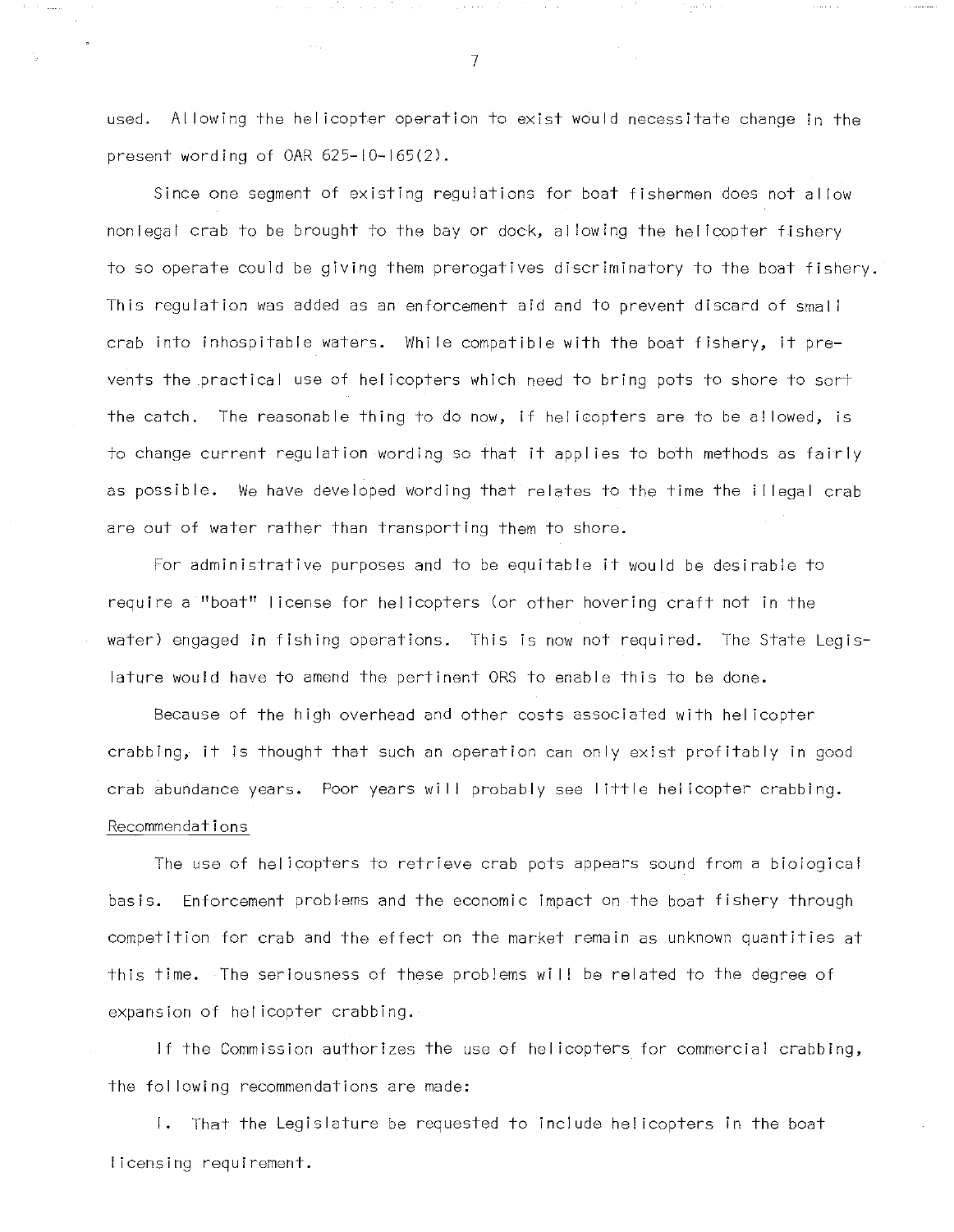used. Allowing the helicopter operation to exist would necessitate change in the present wording of OAR 625-10-165(2).

Since one segment of existing regulations for boat fishermen does not allow nonlegal crab to be brought to the bay or dock, allowing the helicopter fishery to so operate could be giving them prerogatives discriminatory to the boat fishery. This regulation was added as an enforcement aid and to prevent discard of small crab into inhospitable waters. While compatible with the boat fishery, it prevents the practical use of helicopters which need to bring pots to shore to sort the catch. The reasonable thing to do now, if helicopters are to be allowed, is to change current regulation wording so that it applies to both methods as fairly as possible. We have developed wording that relates to the time the illegal crab are out of water rather than transporting them to shore.

For administrative purposes and to be equitable it would be desirable to require a "boat" license for helicopters (or other hovering craft not in the water) engaged in fishing operations. This is now not required. The State Legislature would have to amend the pertinent ORS to enable this to be done.

Because of the high overhead and other costs associated with helicopter crabbing, it is thought that such an operation can only exist profitably in good crab abundance years. Poor years will probably see little helicopter crabbing.

Recommendations

The use of helicopters to retrieve crab pots appears sound from a biological basis. Enforcement problems and the economic impact on the boat fishery through competition for crab and the effect on the market remain as unknown quantities at this time. The seriousness of these problems will be related to the degree of expansion of helicopter crabbing.

If the Commission authorizes the use of helicopters for commercial crabbing, the following recommendations are made:

1. That the Legislature be requested to include helicopters in the boat licensing requirement.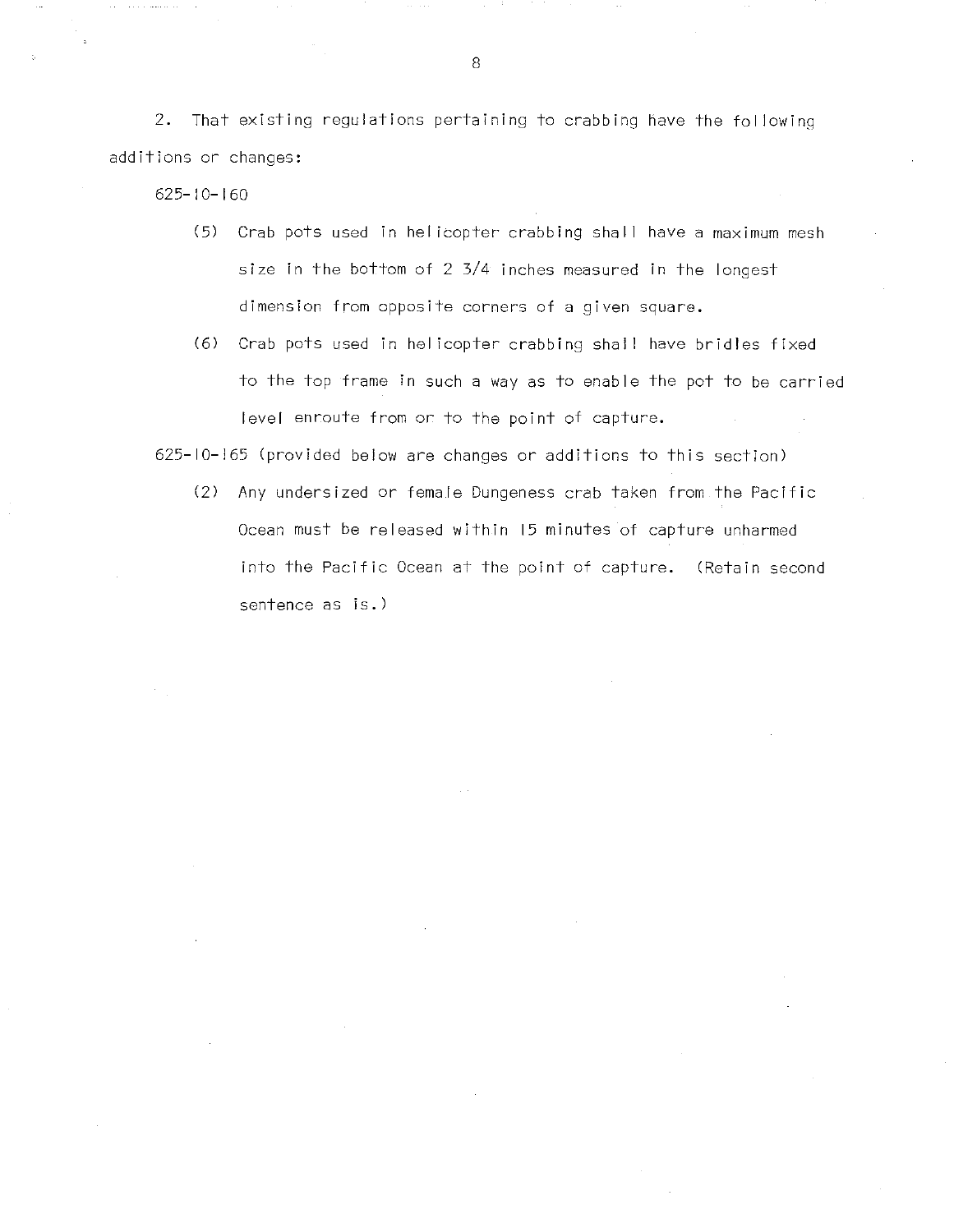2. That existing regulations pertaining to crabbing have the following additions or changes:

625-10-160

(5) Crab pots used in helicopter crabbing shall have a maximum mesh size in the bottom of 2 3/4 inches measured in the longest dimension from opposite corners of a given square.

(6) Crab pots used in helicopter crabbing shall have bridles fixed to the top frame in such a way as to enable the pot to be carried level enroute from or to the point of capture.

625-10-165 (provided below are changes or additions to this section)

(2) Any undersized or female Dungeness crab taken from the Pacific Ocean must be released within 15 minutes of capture unharmed into the Pacific Ocean at the point of capture. (Retain second sentence as is.)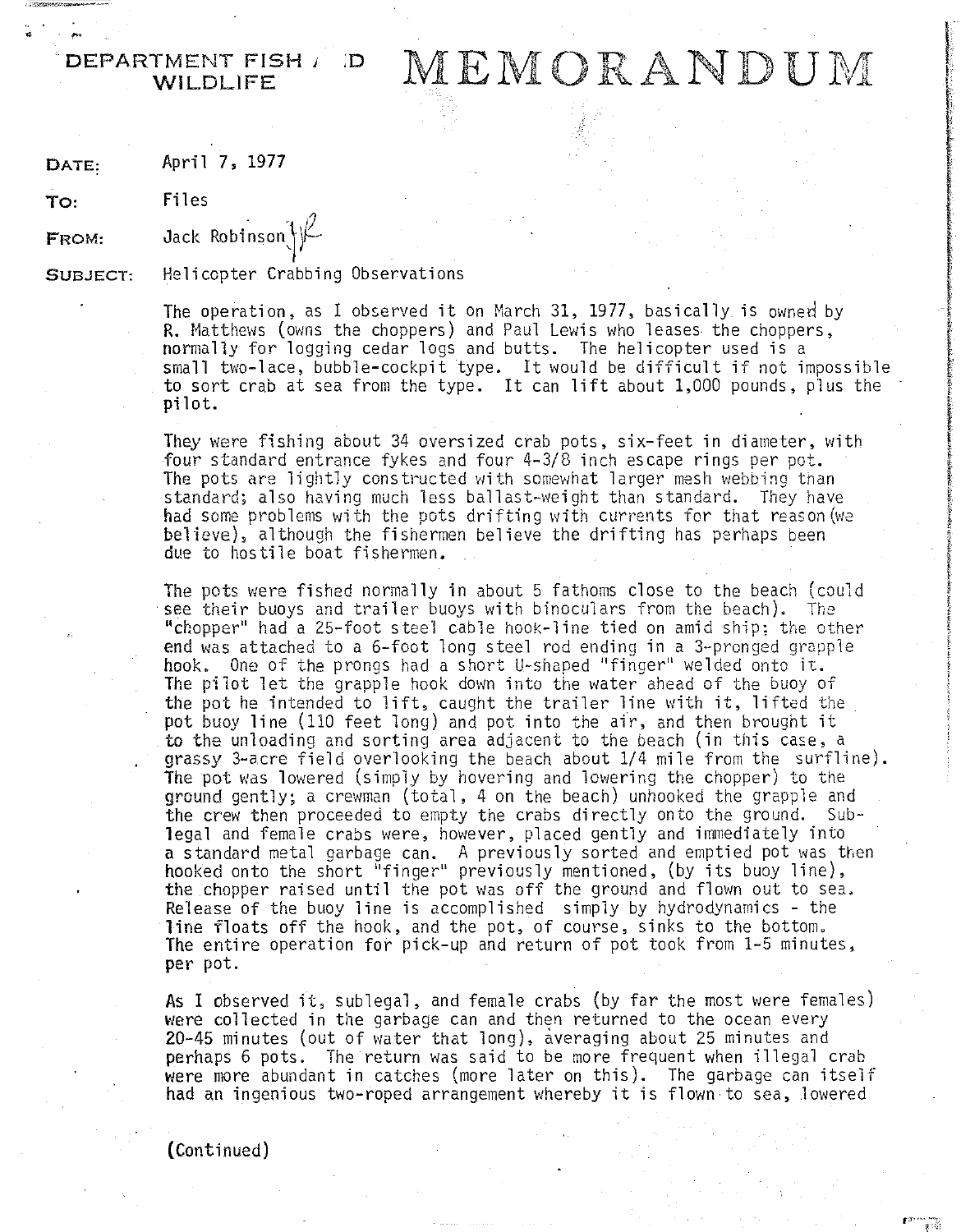DEPARTMENT FISH AND WILDLIFE

# MEMORANDUM

**DATE:** April 7, 1977

**TO:** Files

**FROM:** Jack Robinson

**SUBJECT:** Helicopter Crabbing Observations

The operation, as I observed it on March 31, 1977, basically is owned by R. Matthews (owns the choppers) and Paul Lewis who leases the choppers, normally for logging cedar logs and butts. The helicopter used is a small two-lace, bubble-cockpit type. It would be difficult if not impossible to sort crab at sea from the type. It can lift about 1,000 pounds, plus the pilot.

They were fishing about 34 oversized crab pots, six-feet in diameter, with four standard entrance fykes and four 4-3/8 inch escape rings per pot. The pots are lightly constructed with somewhat larger mesh webbing than standard; also having much less ballast-weight than standard. They have had some problems with the pots drifting with currents for that reason (we believe), although the fishermen believe the drifting has perhaps been due to hostile boat fishermen.

The pots were fished normally in about 5 fathoms close to the beach (could see their buoys and trailer buoys with binoculars from the beach). The "chopper" had a 25-foot steel cable hook-line tied on amid ship; the other end was attached to a 6-foot long steel rod ending in a 3-pronged grapple hook. One of the prongs had a short U-shaped "finger" welded onto it. The pilot let the grapple hook down into the water ahead of the buoy of the pot he intended to lift, caught the trailer line with it, lifted the pot buoy line (110 feet long) and pot into the air, and then brought it to the unloading and sorting area adjacent to the beach (in this case, a grassy 3-acre field overlooking the beach about 1/4 mile from the surfline). The pot was lowered (simply by hovering and lowering the chopper) to the ground gently; a crewman (total, 4 on the beach) unhooked the grapple and the crew then proceeded to empty the crabs directly onto the ground. Sub-legal and female crabs were, however, placed gently and immediately into a standard metal garbage can. A previously sorted and emptied pot was then hooked onto the short "finger" previously mentioned, (by its buoy line), the chopper raised until the pot was off the ground and flown out to sea. Release of the buoy line is accomplished simply by hydrodynamics - the line floats off the hook, and the pot, of course, sinks to the bottom. The entire operation for pick-up and return of pot took from 1-5 minutes, per pot.

As I observed it, sublegal, and female crabs (by far the most were females) were collected in the garbage can and then returned to the ocean every 20-45 minutes (out of water that long), averaging about 25 minutes and perhaps 6 pots. The return was said to be more frequent when illegal crab were more abundant in catches (more later on this). The garbage can itself had an ingenious two-roped arrangement whereby it is flown to sea, lowered

(Continued)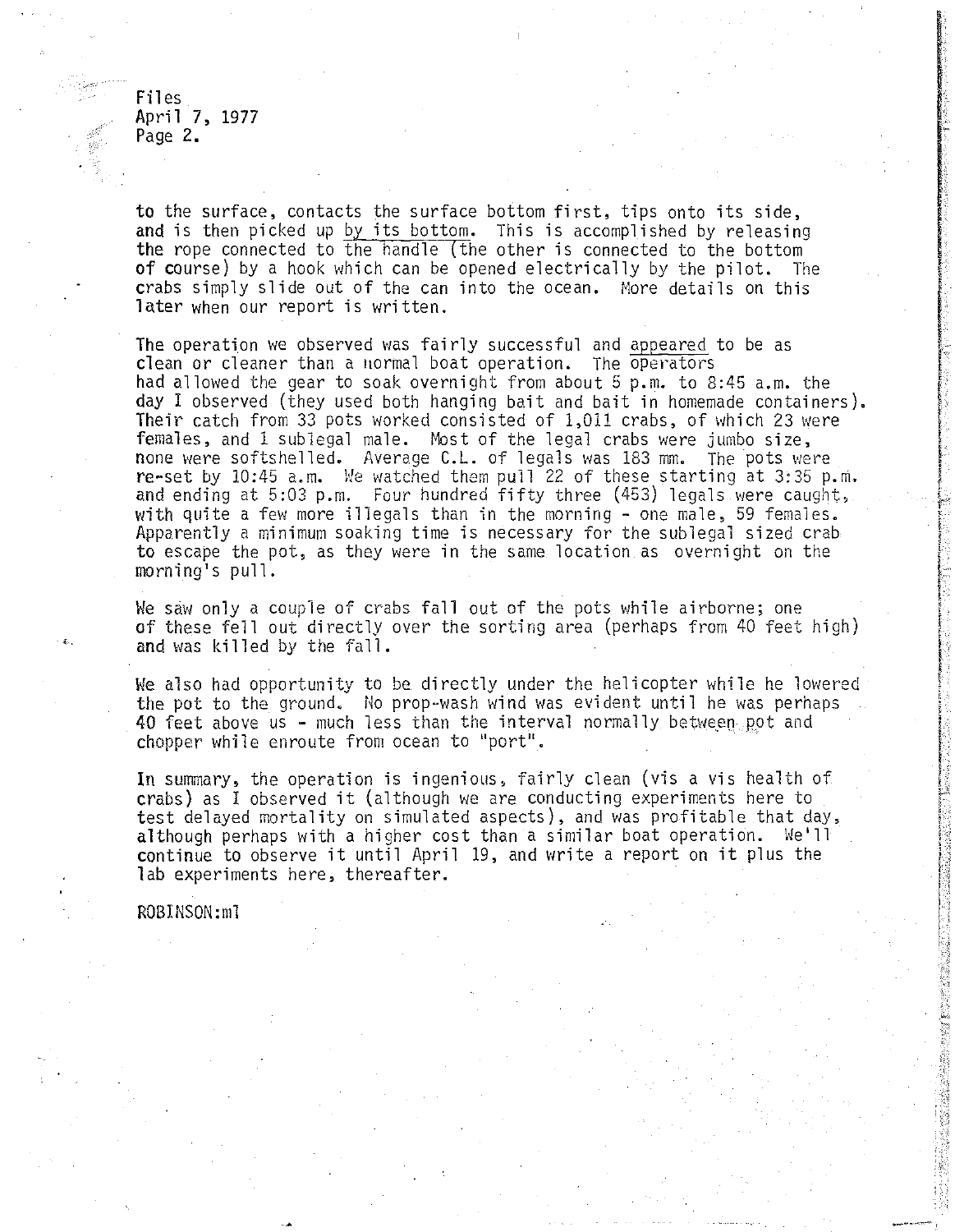Files
April 7, 1977
Page 2.

to the surface, contacts the surface bottom first, tips onto its side, and is then picked up by its bottom. This is accomplished by releasing the rope connected to the handle (the other is connected to the bottom of course) by a hook which can be opened electrically by the pilot. The crabs simply slide out of the can into the ocean. More details on this later when our report is written.

The operation we observed was fairly successful and appeared to be as clean or cleaner than a normal boat operation. The operators had allowed the gear to soak overnight from about 5 p.m. to 8:45 a.m. the day I observed (they used both hanging bait and bait in homemade containers). Their catch from 33 pots worked consisted of 1,011 crabs, of which 23 were females, and 1 sublegal male. Most of the legal crabs were jumbo size, none were softshelled. Average C.L. of legals was 183 mm. The pots were re-set by 10:45 a.m. We watched them pull 22 of these starting at 3:35 p.m. and ending at 5:03 p.m. Four hundred fifty three (453) legals were caught, with quite a few more illegals than in the morning - one male, 59 females. Apparently a minimum soaking time is necessary for the sublegal sized crab to escape the pot, as they were in the same location as overnight on the morning's pull.

We saw only a couple of crabs fall out of the pots while airborne; one of these fell out directly over the sorting area (perhaps from 40 feet high) and was killed by the fall.

We also had opportunity to be directly under the helicopter while he lowered the pot to the ground. No prop-wash wind was evident until he was perhaps 40 feet above us - much less than the interval normally between pot and chopper while enroute from ocean to "port".

In summary, the operation is ingenious, fairly clean (vis a vis health of crabs) as I observed it (although we are conducting experiments here to test delayed mortality on simulated aspects), and was profitable that day, although perhaps with a higher cost than a similar boat operation. We'll continue to observe it until April 19, and write a report on it plus the lab experiments here, thereafter.

ROBINSON:ml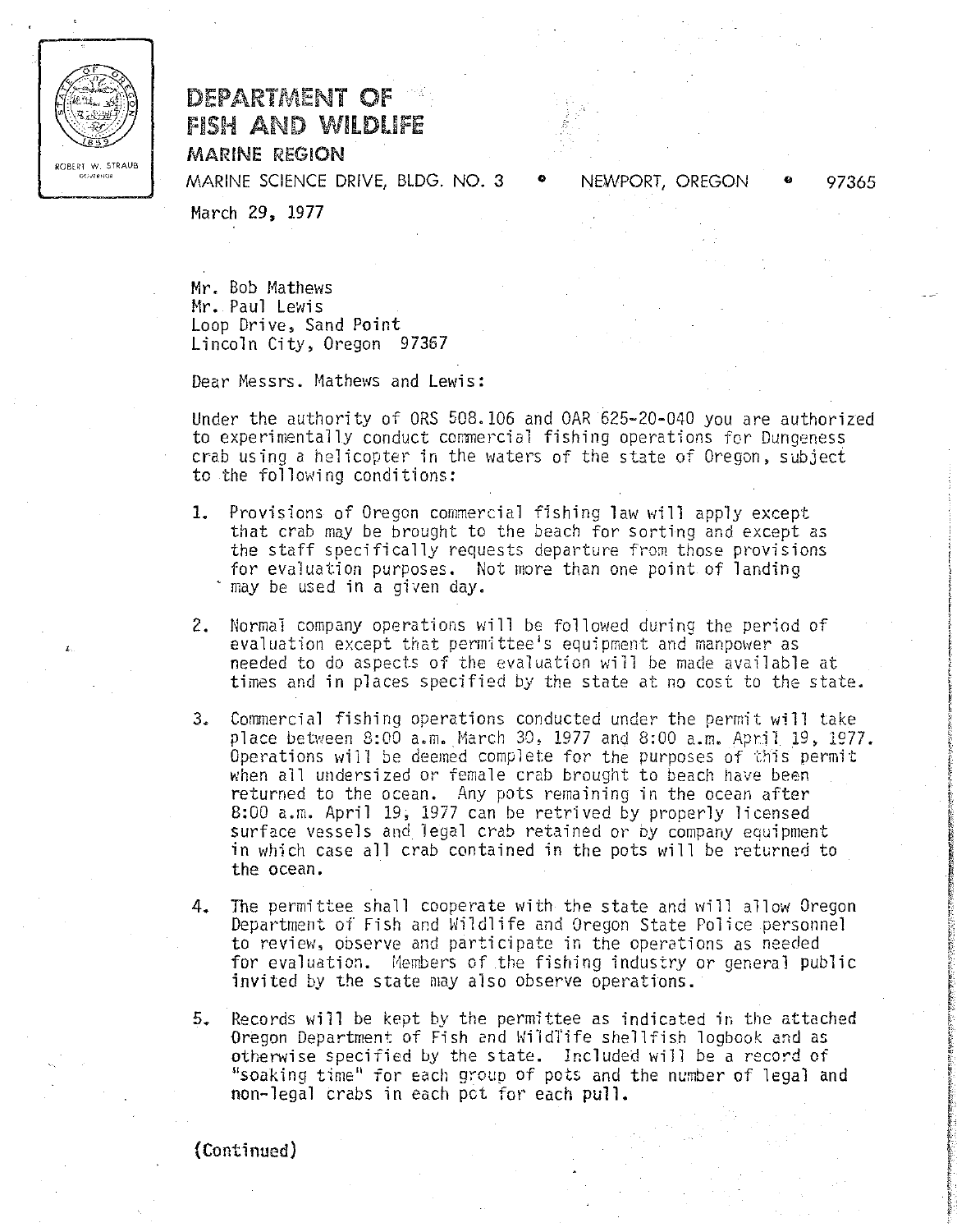ROBERT W. STRAUB
GOVERNOR

# DEPARTMENT OF FISH AND WILDLIFE

**MARINE REGION**

MARINE SCIENCE DRIVE, BLDG. NO. 3 • NEWPORT, OREGON • 97365

March 29, 1977

Mr. Bob Mathews
Mr. Paul Lewis
Loop Drive, Sand Point
Lincoln City, Oregon 97367

Dear Messrs. Mathews and Lewis:

Under the authority of ORS 508.106 and OAR 625-20-040 you are authorized to experimentally conduct commercial fishing operations for Dungeness crab using a helicopter in the waters of the state of Oregon, subject to the following conditions:

1. Provisions of Oregon commercial fishing law will apply except that crab may be brought to the beach for sorting and except as the staff specifically requests departure from those provisions for evaluation purposes. Not more than one point of landing may be used in a given day.

2. Normal company operations will be followed during the period of evaluation except that permittee's equipment and manpower as needed to do aspects of the evaluation will be made available at times and in places specified by the state at no cost to the state.

3. Commercial fishing operations conducted under the permit will take place between 8:00 a.m. March 30, 1977 and 8:00 a.m. April 19, 1977. Operations will be deemed complete for the purposes of this permit when all undersized or female crab brought to beach have been returned to the ocean. Any pots remaining in the ocean after 8:00 a.m. April 19, 1977 can be retrived by properly licensed surface vessels and legal crab retained or by company equipment in which case all crab contained in the pots will be returned to the ocean.

4. The permittee shall cooperate with the state and will allow Oregon Department of Fish and Wildlife and Oregon State Police personnel to review, observe and participate in the operations as needed for evaluation. Members of the fishing industry or general public invited by the state may also observe operations.

5. Records will be kept by the permittee as indicated in the attached Oregon Department of Fish and Wildlife shellfish logbook and as otherwise specified by the state. Included will be a record of "soaking time" for each group of pots and the number of legal and non-legal crabs in each pot for each pull.

(Continued)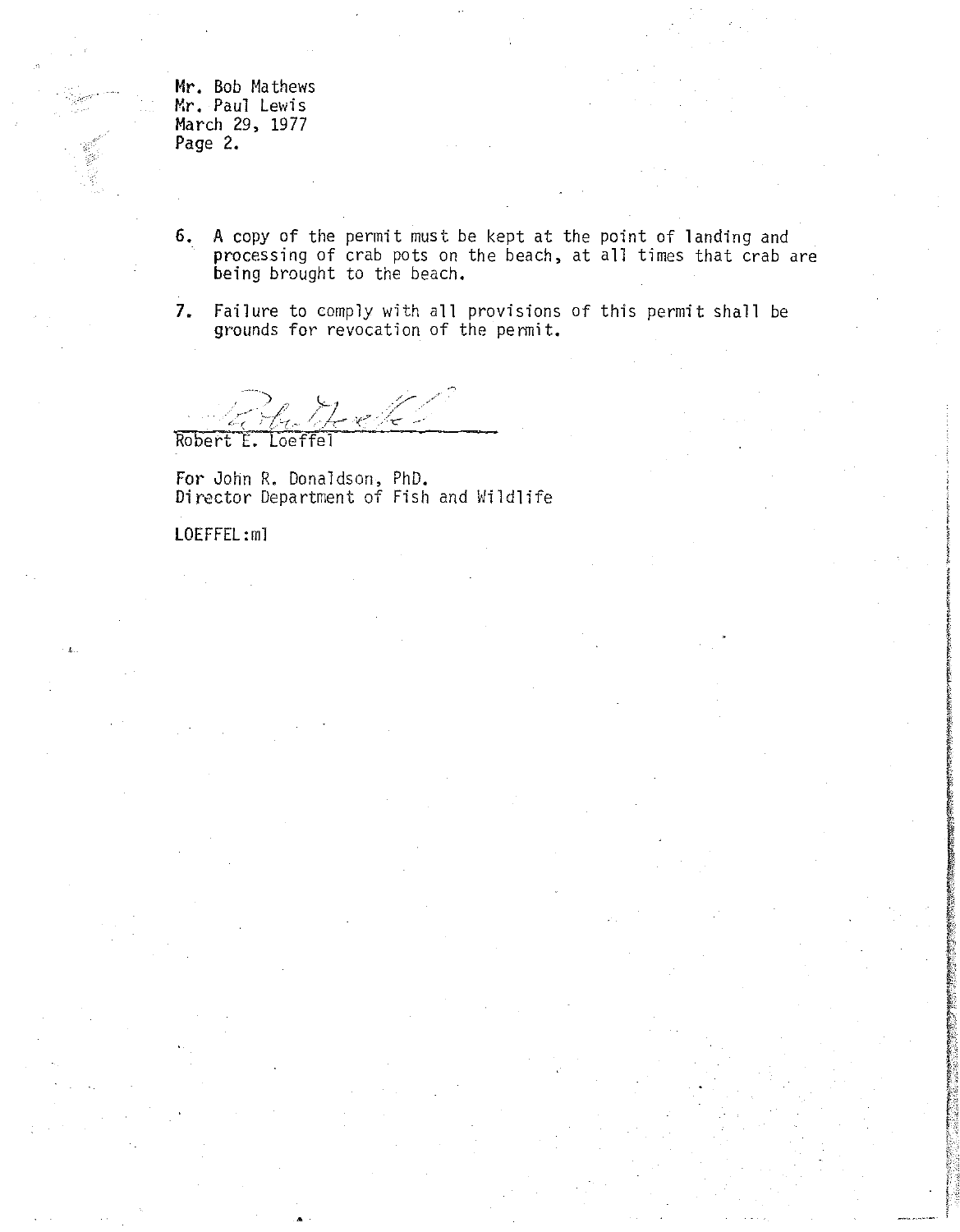Mr. Bob Mathews
Mr. Paul Lewis
March 29, 1977
Page 2.

6. A copy of the permit must be kept at the point of landing and processing of crab pots on the beach, at all times that crab are being brought to the beach.

7. Failure to comply with all provisions of this permit shall be grounds for revocation of the permit.

Robert E. Loeffel

For John R. Donaldson, PhD.
Director Department of Fish and Wildlife

LOEFFEL:ml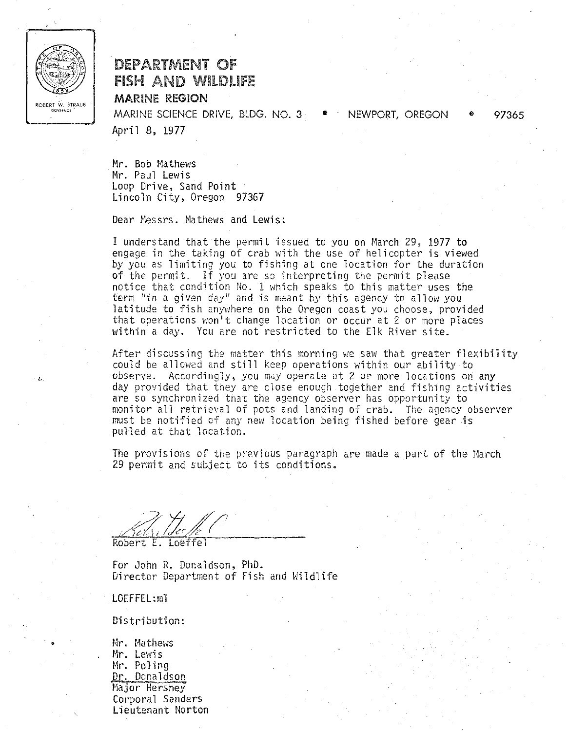ROBERT W. STRAUB
GOVERNOR

# DEPARTMENT OF FISH AND WILDLIFE

## MARINE REGION

MARINE SCIENCE DRIVE, BLDG. NO. 3 • NEWPORT, OREGON • 97365

April 8, 1977

Mr. Bob Mathews
Mr. Paul Lewis
Loop Drive, Sand Point
Lincoln City, Oregon 97367

Dear Messrs. Mathews and Lewis:

I understand that the permit issued to you on March 29, 1977 to engage in the taking of crab with the use of helicopter is viewed by you as limiting you to fishing at one location for the duration of the permit. If you are so interpreting the permit please notice that condition No. 1 which speaks to this matter uses the term "in a given day" and is meant by this agency to allow you latitude to fish anywhere on the Oregon coast you choose, provided that operations won't change location or occur at 2 or more places within a day. You are not restricted to the Elk River site.

After discussing the matter this morning we saw that greater flexibility could be allowed and still keep operations within our ability to observe. Accordingly, you may operate at 2 or more locations on any day provided that they are close enough together and fishing activities are so synchronized that the agency observer has opportunity to monitor all retrieval of pots and landing of crab. The agency observer must be notified of any new location being fished before gear is pulled at that location.

The provisions of the previous paragraph are made a part of the March 29 permit and subject to its conditions.

Robert E. Loeffel

For John R. Donaldson, PhD.
Director Department of Fish and Wildlife

LOEFFEL:ml

Distribution:

Mr. Mathews
Mr. Lewis
Mr. Poling
Dr. Donaldson
Major Hershey
Corporal Sanders
Lieutenant Norton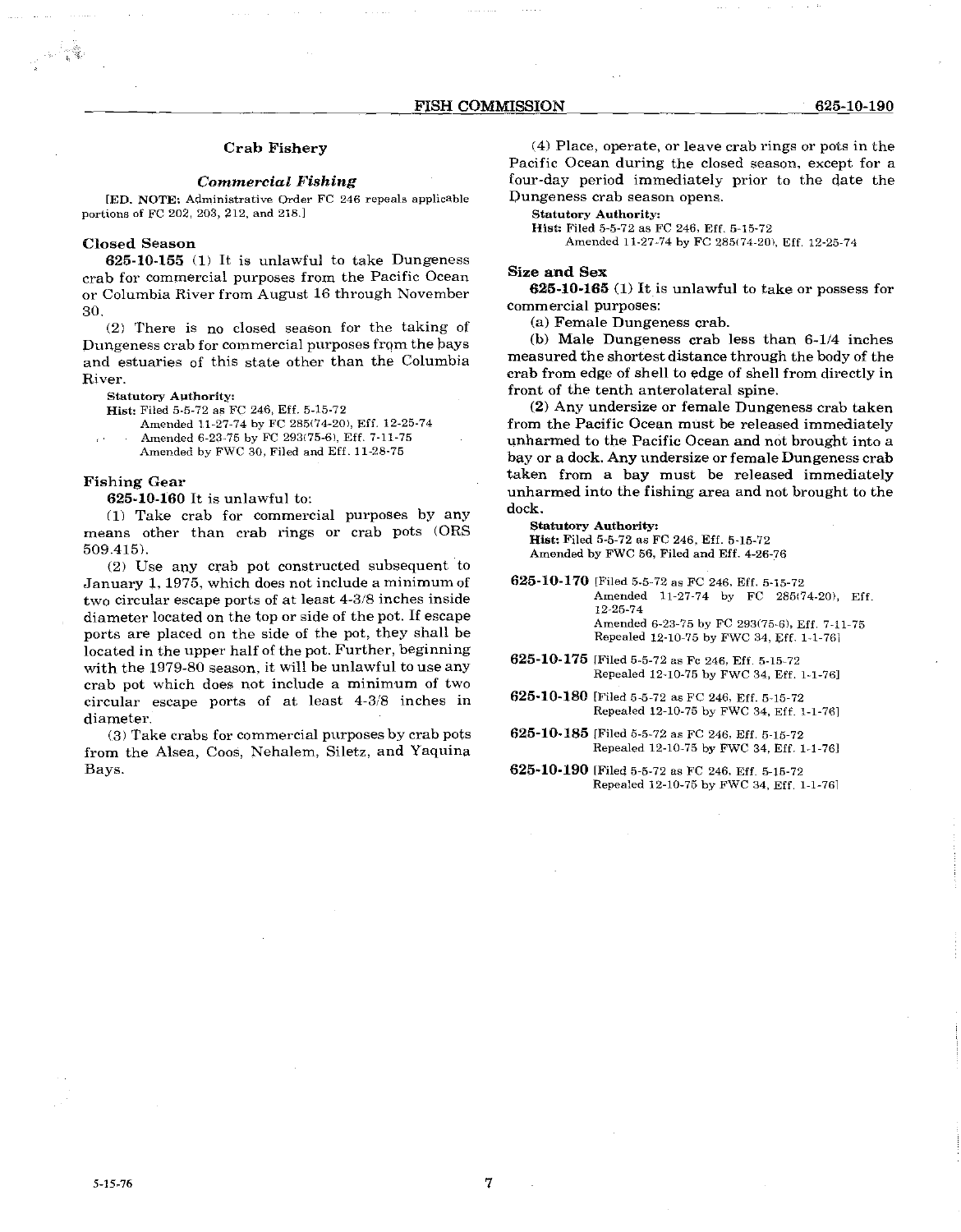## Crab Fishery

### *Commercial Fishing*

[ED. NOTE: Administrative Order FC 246 repeals applicable portions of FC 202, 203, 212, and 218.]

**Closed Season**

**625-10-155** (1) It is unlawful to take Dungeness crab for commercial purposes from the Pacific Ocean or Columbia River from August 16 through November 30.

(2) There is no closed season for the taking of Dungeness crab for commercial purposes from the bays and estuaries of this state other than the Columbia River.

**Statutory Authority:**
**Hist:** Filed 5-5-72 as FC 246, Eff. 5-15-72
Amended 11-27-74 by FC 285(74-20), Eff. 12-25-74
Amended 6-23-75 by FC 293(75-6), Eff. 7-11-75
Amended by FWC 30, Filed and Eff. 11-28-75

**Fishing Gear**

**625-10-160** It is unlawful to:

(1) Take crab for commercial purposes by any means other than crab rings or crab pots (ORS 509.415).

(2) Use any crab pot constructed subsequent to January 1, 1975, which does not include a minimum of two circular escape ports of at least 4-3/8 inches inside diameter located on the top or side of the pot. If escape ports are placed on the side of the pot, they shall be located in the upper half of the pot. Further, beginning with the 1979-80 season, it will be unlawful to use any crab pot which does not include a minimum of two circular escape ports of at least 4-3/8 inches in diameter.

(3) Take crabs for commercial purposes by crab pots from the Alsea, Coos, Nehalem, Siletz, and Yaquina Bays.

(4) Place, operate, or leave crab rings or pots in the Pacific Ocean during the closed season, except for a four-day period immediately prior to the date the Dungeness crab season opens.

**Statutory Authority:**
**Hist:** Filed 5-5-72 as FC 246, Eff. 5-15-72
Amended 11-27-74 by FC 285(74-20), Eff. 12-25-74

**Size and Sex**

**625-10-165** (1) It is unlawful to take or possess for commercial purposes:

(a) Female Dungeness crab.

(b) Male Dungeness crab less than 6-1/4 inches measured the shortest distance through the body of the crab from edge of shell to edge of shell from directly in front of the tenth anterolateral spine.

(2) Any undersize or female Dungeness crab taken from the Pacific Ocean must be released immediately unharmed to the Pacific Ocean and not brought into a bay or a dock. Any undersize or female Dungeness crab taken from a bay must be released immediately unharmed into the fishing area and not brought to the dock.

**Statutory Authority:**
**Hist:** Filed 5-5-72 as FC 246, Eff. 5-15-72
Amended by FWC 56, Filed and Eff. 4-26-76

**625-10-170** [Filed 5-5-72 as FC 246, Eff. 5-15-72
Amended 11-27-74 by FC 285(74-20), Eff. 12-25-74
Amended 6-23-75 by FC 293(75-6), Eff. 7-11-75
Repealed 12-10-75 by FWC 34, Eff. 1-1-76]

**625-10-175** [Filed 5-5-72 as Fc 246, Eff. 5-15-72
Repealed 12-10-75 by FWC 34, Eff. 1-1-76]

**625-10-180** [Filed 5-5-72 as FC 246, Eff. 5-15-72
Repealed 12-10-75 by FWC 34, Eff. 1-1-76]

**625-10-185** [Filed 5-5-72 as FC 246, Eff. 5-15-72
Repealed 12-10-75 by FWC 34, Eff. 1-1-76]

**625-10-190** [Filed 5-5-72 as FC 246, Eff. 5-15-72
Repealed 12-10-75 by FWC 34, Eff. 1-1-76]